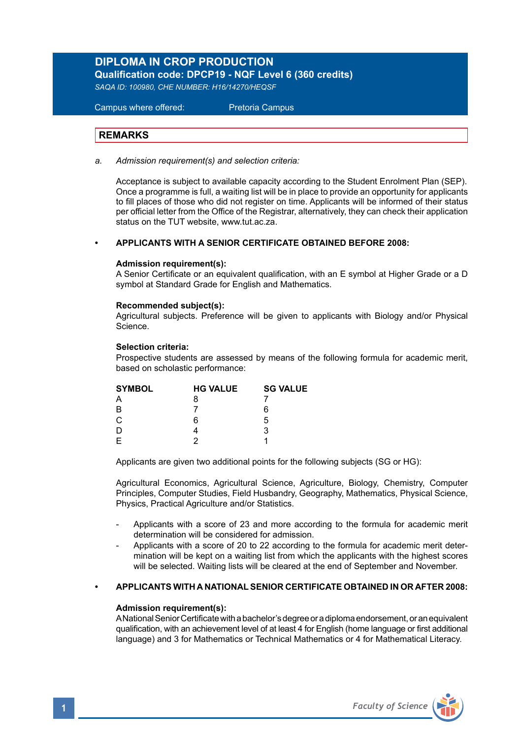# DIPLOMA IN CROP PRODUCTION

**Qualification code: DPCP19 - NQF Level 6 (360 credits)**

*SAQA ID: 100980, CHE NUMBER: H16/14270/HEQSF*

Campus where offered: Pretoria Campus

## REMARKS

a. *Admission requirement(s) and selection criteria:*

Acceptance is subject to available capacity according to the Student Enrolment Plan (SEP). Once a programme is full, a waiting list will be in place to provide an opportunity for applicants to fill places of those who did not register on time. Applicants will be informed of their status per official letter from the Office of the Registrar, alternatively, they can check their application status on the TUT website, www.tut.ac.za.

- **APPLICANTS WITH A SENIOR CERTIFICATE OBTAINED BEFORE 2008:**

**Admission requirement(s):**
A Senior Certificate or an equivalent qualification, with an E symbol at Higher Grade or a D symbol at Standard Grade for English and Mathematics.

**Recommended subject(s):**
Agricultural subjects. Preference will be given to applicants with Biology and/or Physical Science.

**Selection criteria:**
Prospective students are assessed by means of the following formula for academic merit, based on scholastic performance:

| SYMBOL | HG VALUE | SG VALUE |
|---|---|---|
| A | 8 | 7 |
| B | 7 | 6 |
| C | 6 | 5 |
| D | 4 | 3 |
| E | 2 | 1 |

Applicants are given two additional points for the following subjects (SG or HG):

Agricultural Economics, Agricultural Science, Agriculture, Biology, Chemistry, Computer Principles, Computer Studies, Field Husbandry, Geography, Mathematics, Physical Science, Physics, Practical Agriculture and/or Statistics.

- Applicants with a score of 23 and more according to the formula for academic merit determination will be considered for admission.
- Applicants with a score of 20 to 22 according to the formula for academic merit determination will be kept on a waiting list from which the applicants with the highest scores will be selected. Waiting lists will be cleared at the end of September and November.

- **APPLICANTS WITH A NATIONAL SENIOR CERTIFICATE OBTAINED IN OR AFTER 2008:**

**Admission requirement(s):**
A National Senior Certificate with a bachelor's degree or a diploma endorsement, or an equivalent qualification, with an achievement level of at least 4 for English (home language or first additional language) and 3 for Mathematics or Technical Mathematics or 4 for Mathematical Literacy.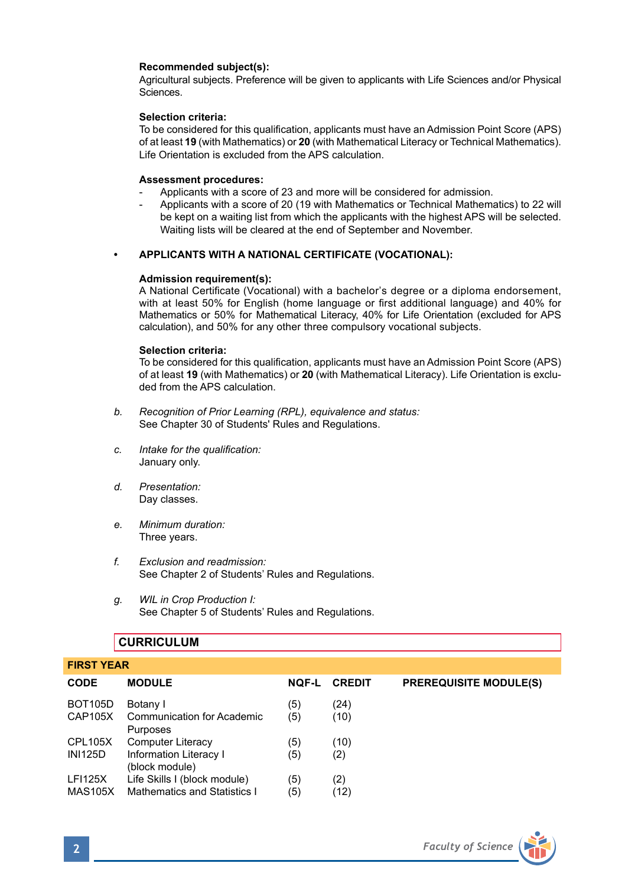**Recommended subject(s):**
Agricultural subjects. Preference will be given to applicants with Life Sciences and/or Physical Sciences.

**Selection criteria:**
To be considered for this qualification, applicants must have an Admission Point Score (APS) of at least **19** (with Mathematics) or **20** (with Mathematical Literacy or Technical Mathematics). Life Orientation is excluded from the APS calculation.

**Assessment procedures:**
- Applicants with a score of 23 and more will be considered for admission.
- Applicants with a score of 20 (19 with Mathematics or Technical Mathematics) to 22 will be kept on a waiting list from which the applicants with the highest APS will be selected. Waiting lists will be cleared at the end of September and November.

- **APPLICANTS WITH A NATIONAL CERTIFICATE (VOCATIONAL):**

**Admission requirement(s):**
A National Certificate (Vocational) with a bachelor's degree or a diploma endorsement, with at least 50% for English (home language or first additional language) and 40% for Mathematics or 50% for Mathematical Literacy, 40% for Life Orientation (excluded for APS calculation), and 50% for any other three compulsory vocational subjects.

**Selection criteria:**
To be considered for this qualification, applicants must have an Admission Point Score (APS) of at least **19** (with Mathematics) or **20** (with Mathematical Literacy). Life Orientation is excluded from the APS calculation.

b. *Recognition of Prior Learning (RPL), equivalence and status:*
See Chapter 30 of Students' Rules and Regulations.

c. *Intake for the qualification:*
January only.

d. *Presentation:*
Day classes.

e. *Minimum duration:*
Three years.

f. *Exclusion and readmission:*
See Chapter 2 of Students' Rules and Regulations.

g. *WIL in Crop Production I:*
See Chapter 5 of Students' Rules and Regulations.

## CURRICULUM

### FIRST YEAR

| CODE | MODULE | NQF-L | CREDIT | PREREQUISITE MODULE(S) |
|---|---|---|---|---|
| BOT105D | Botany I | (5) | (24) | |
| CAP105X | Communication for Academic Purposes | (5) | (10) | |
| CPL105X | Computer Literacy | (5) | (10) | |
| INI125D | Information Literacy I (block module) | (5) | (2) | |
| LFI125X | Life Skills I (block module) | (5) | (2) | |
| MAS105X | Mathematics and Statistics I | (5) | (12) | |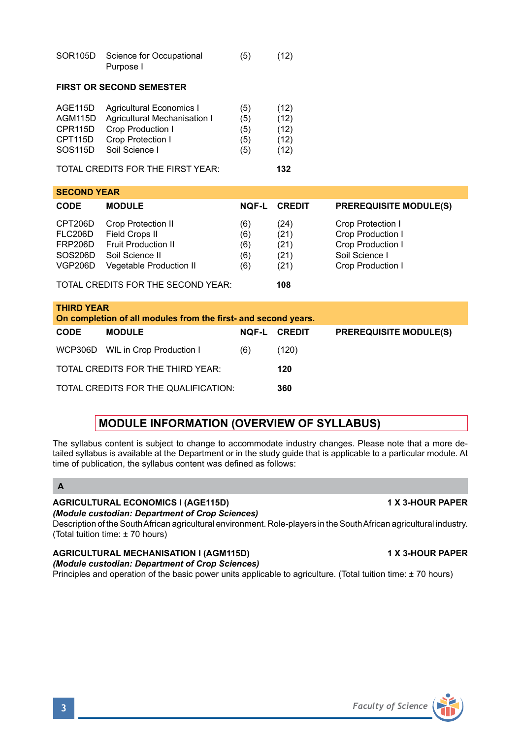| | | | |
|---|---|---|---|
| SOR105D | Science for Occupational Purpose I | (5) | (12) |

**FIRST OR SECOND SEMESTER**

| | | | |
|---|---|---|---|
| AGE115D | Agricultural Economics I | (5) | (12) |
| AGM115D | Agricultural Mechanisation I | (5) | (12) |
| CPR115D | Crop Production I | (5) | (12) |
| CPT115D | Crop Protection I | (5) | (12) |
| SOS115D | Soil Science I | (5) | (12) |

TOTAL CREDITS FOR THE FIRST YEAR: **132**

**SECOND YEAR**

| CODE | MODULE | NQF-L | CREDIT | PREREQUISITE MODULE(S) |
|---|---|---|---|---|
| CPT206D | Crop Protection II | (6) | (24) | Crop Protection I |
| FLC206D | Field Crops II | (6) | (21) | Crop Production I |
| FRP206D | Fruit Production II | (6) | (21) | Crop Production I |
| SOS206D | Soil Science II | (6) | (21) | Soil Science I |
| VGP206D | Vegetable Production II | (6) | (21) | Crop Production I |

TOTAL CREDITS FOR THE SECOND YEAR: **108**

**THIRD YEAR**
**On completion of all modules from the first- and second years.**

| CODE | MODULE | NQF-L | CREDIT | PREREQUISITE MODULE(S) |
|---|---|---|---|---|
| WCP306D | WIL in Crop Production I | (6) | (120) | |

TOTAL CREDITS FOR THE THIRD YEAR: **120**

TOTAL CREDITS FOR THE QUALIFICATION: **360**

## MODULE INFORMATION (OVERVIEW OF SYLLABUS)

The syllabus content is subject to change to accommodate industry changes. Please note that a more detailed syllabus is available at the Department or in the study guide that is applicable to a particular module. At time of publication, the syllabus content was defined as follows:

### A

**AGRICULTURAL ECONOMICS I (AGE115D)** — **1 X 3-HOUR PAPER**
***(Module custodian: Department of Crop Sciences)***
Description of the South African agricultural environment. Role-players in the South African agricultural industry. (Total tuition time: ± 70 hours)

**AGRICULTURAL MECHANISATION I (AGM115D)** — **1 X 3-HOUR PAPER**
***(Module custodian: Department of Crop Sciences)***
Principles and operation of the basic power units applicable to agriculture. (Total tuition time: ± 70 hours)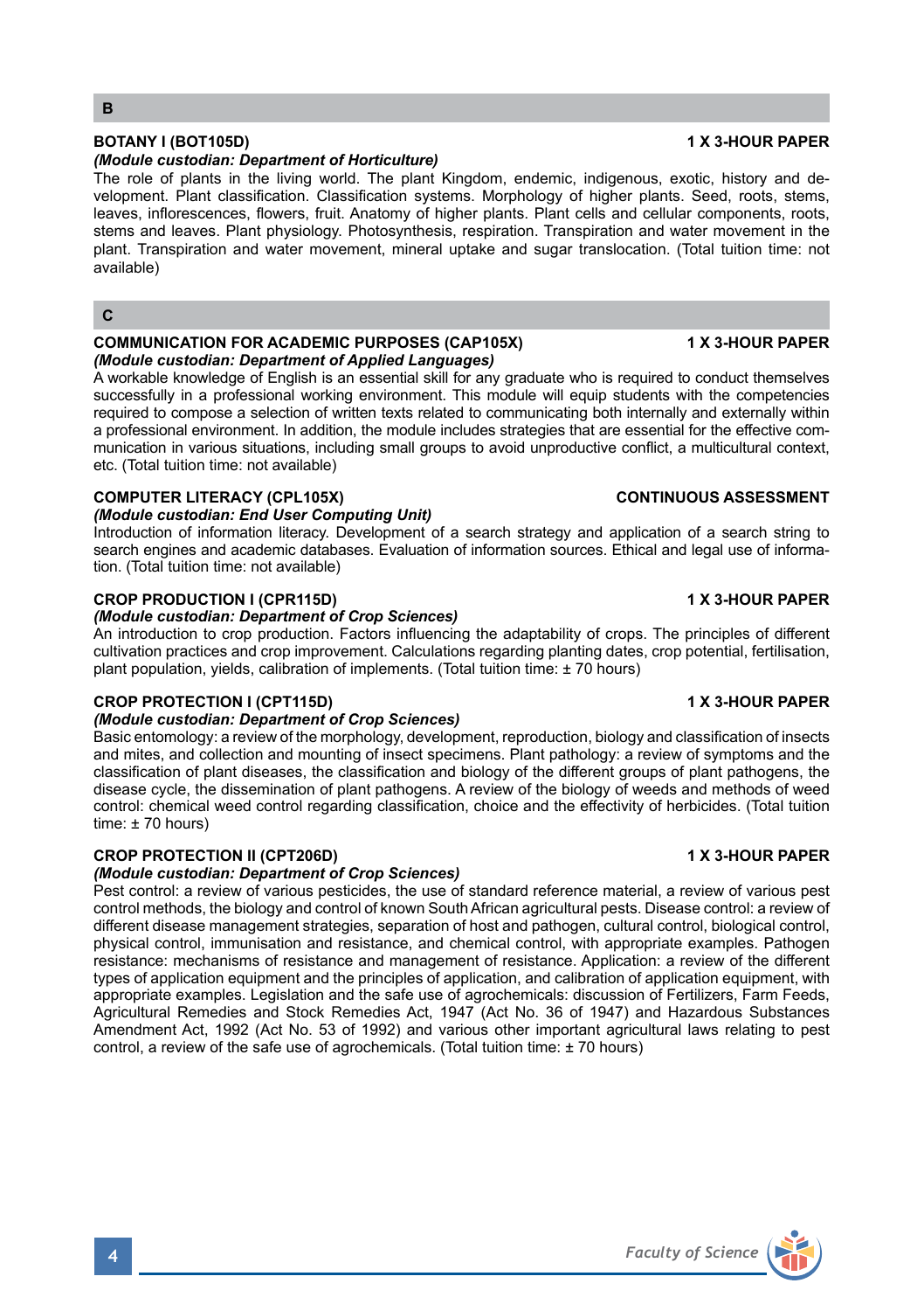## B

### BOTANY I (BOT105D) — 1 X 3-HOUR PAPER

***(Module custodian: Department of Horticulture)***

The role of plants in the living world. The plant Kingdom, endemic, indigenous, exotic, history and development. Plant classification. Classification systems. Morphology of higher plants. Seed, roots, stems, leaves, inflorescences, flowers, fruit. Anatomy of higher plants. Plant cells and cellular components, roots, stems and leaves. Plant physiology. Photosynthesis, respiration. Transpiration and water movement in the plant. Transpiration and water movement, mineral uptake and sugar translocation. (Total tuition time: not available)

## C

### COMMUNICATION FOR ACADEMIC PURPOSES (CAP105X) — 1 X 3-HOUR PAPER

***(Module custodian: Department of Applied Languages)***

A workable knowledge of English is an essential skill for any graduate who is required to conduct themselves successfully in a professional working environment. This module will equip students with the competencies required to compose a selection of written texts related to communicating both internally and externally within a professional environment. In addition, the module includes strategies that are essential for the effective communication in various situations, including small groups to avoid unproductive conflict, a multicultural context, etc. (Total tuition time: not available)

### COMPUTER LITERACY (CPL105X) — CONTINUOUS ASSESSMENT

***(Module custodian: End User Computing Unit)***

Introduction of information literacy. Development of a search strategy and application of a search string to search engines and academic databases. Evaluation of information sources. Ethical and legal use of information. (Total tuition time: not available)

### CROP PRODUCTION I (CPR115D) — 1 X 3-HOUR PAPER

***(Module custodian: Department of Crop Sciences)***

An introduction to crop production. Factors influencing the adaptability of crops. The principles of different cultivation practices and crop improvement. Calculations regarding planting dates, crop potential, fertilisation, plant population, yields, calibration of implements. (Total tuition time: ± 70 hours)

### CROP PROTECTION I (CPT115D) — 1 X 3-HOUR PAPER

***(Module custodian: Department of Crop Sciences)***

Basic entomology: a review of the morphology, development, reproduction, biology and classification of insects and mites, and collection and mounting of insect specimens. Plant pathology: a review of symptoms and the classification of plant diseases, the classification and biology of the different groups of plant pathogens, the disease cycle, the dissemination of plant pathogens. A review of the biology of weeds and methods of weed control: chemical weed control regarding classification, choice and the effectivity of herbicides. (Total tuition time: ± 70 hours)

### CROP PROTECTION II (CPT206D) — 1 X 3-HOUR PAPER

***(Module custodian: Department of Crop Sciences)***

Pest control: a review of various pesticides, the use of standard reference material, a review of various pest control methods, the biology and control of known South African agricultural pests. Disease control: a review of different disease management strategies, separation of host and pathogen, cultural control, biological control, physical control, immunisation and resistance, and chemical control, with appropriate examples. Pathogen resistance: mechanisms of resistance and management of resistance. Application: a review of the different types of application equipment and the principles of application, and calibration of application equipment, with appropriate examples. Legislation and the safe use of agrochemicals: discussion of Fertilizers, Farm Feeds, Agricultural Remedies and Stock Remedies Act, 1947 (Act No. 36 of 1947) and Hazardous Substances Amendment Act, 1992 (Act No. 53 of 1992) and various other important agricultural laws relating to pest control, a review of the safe use of agrochemicals. (Total tuition time: ± 70 hours)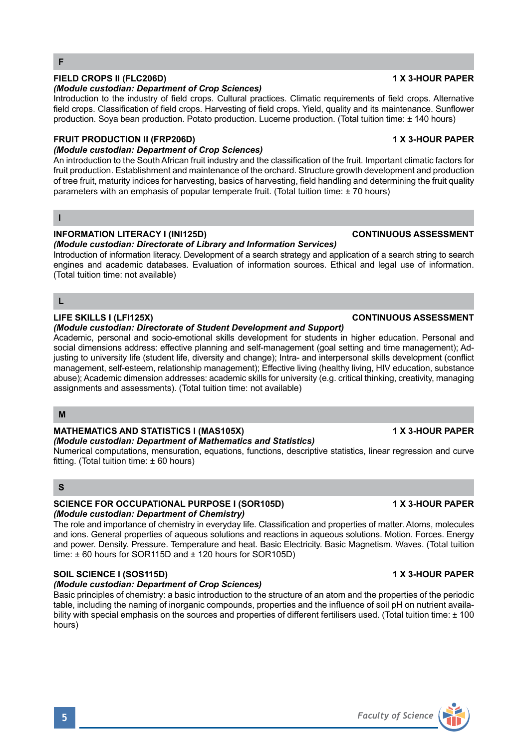## F

**FIELD CROPS II (FLC206D)** **1 X 3-HOUR PAPER**

***(Module custodian: Department of Crop Sciences)***

Introduction to the industry of field crops. Cultural practices. Climatic requirements of field crops. Alternative field crops. Classification of field crops. Harvesting of field crops. Yield, quality and its maintenance. Sunflower production. Soya bean production. Potato production. Lucerne production. (Total tuition time: ± 140 hours)

**FRUIT PRODUCTION II (FRP206D)** **1 X 3-HOUR PAPER**

***(Module custodian: Department of Crop Sciences)***

An introduction to the South African fruit industry and the classification of the fruit. Important climatic factors for fruit production. Establishment and maintenance of the orchard. Structure growth development and production of tree fruit, maturity indices for harvesting, basics of harvesting, field handling and determining the fruit quality parameters with an emphasis of popular temperate fruit. (Total tuition time: ± 70 hours)

## I

**INFORMATION LITERACY I (INI125D)** **CONTINUOUS ASSESSMENT**

***(Module custodian: Directorate of Library and Information Services)***

Introduction of information literacy. Development of a search strategy and application of a search string to search engines and academic databases. Evaluation of information sources. Ethical and legal use of information. (Total tuition time: not available)

## L

**LIFE SKILLS I (LFI125X)** **CONTINUOUS ASSESSMENT**

***(Module custodian: Directorate of Student Development and Support)***

Academic, personal and socio-emotional skills development for students in higher education. Personal and social dimensions address: effective planning and self-management (goal setting and time management); Adjusting to university life (student life, diversity and change); Intra- and interpersonal skills development (conflict management, self-esteem, relationship management); Effective living (healthy living, HIV education, substance abuse); Academic dimension addresses: academic skills for university (e.g. critical thinking, creativity, managing assignments and assessments). (Total tuition time: not available)

## M

**MATHEMATICS AND STATISTICS I (MAS105X)** **1 X 3-HOUR PAPER**

***(Module custodian: Department of Mathematics and Statistics)***

Numerical computations, mensuration, equations, functions, descriptive statistics, linear regression and curve fitting. (Total tuition time: ± 60 hours)

## S

**SCIENCE FOR OCCUPATIONAL PURPOSE I (SOR105D)** **1 X 3-HOUR PAPER**

***(Module custodian: Department of Chemistry)***

The role and importance of chemistry in everyday life. Classification and properties of matter. Atoms, molecules and ions. General properties of aqueous solutions and reactions in aqueous solutions. Motion. Forces. Energy and power. Density. Pressure. Temperature and heat. Basic Electricity. Basic Magnetism. Waves. (Total tuition time: ± 60 hours for SOR115D and ± 120 hours for SOR105D)

**SOIL SCIENCE I (SOS115D)** **1 X 3-HOUR PAPER**

***(Module custodian: Department of Crop Sciences)***

Basic principles of chemistry: a basic introduction to the structure of an atom and the properties of the periodic table, including the naming of inorganic compounds, properties and the influence of soil pH on nutrient availability with special emphasis on the sources and properties of different fertilisers used. (Total tuition time: ± 100 hours)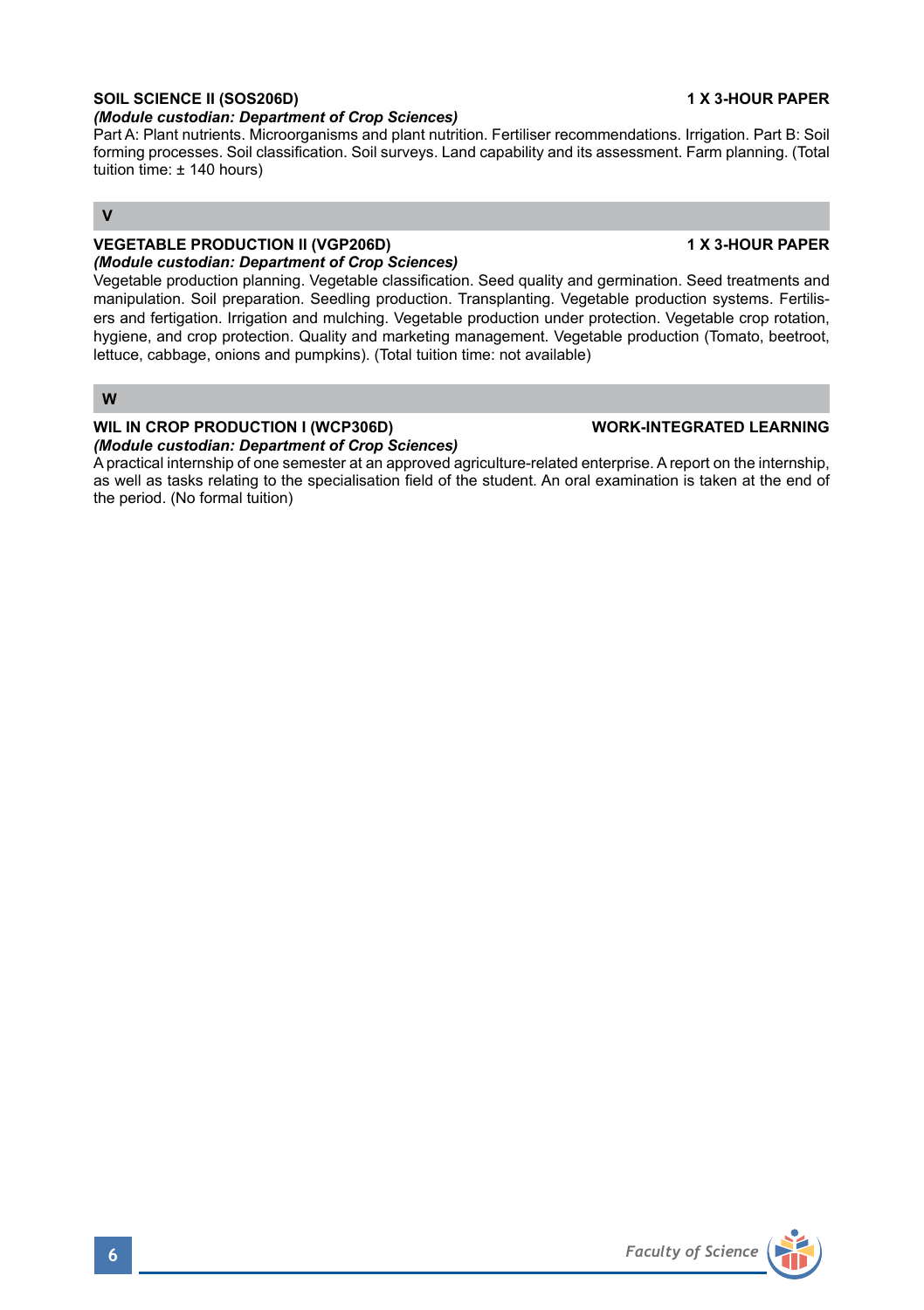**SOIL SCIENCE II (SOS206D)** **1 X 3-HOUR PAPER**

***(Module custodian: Department of Crop Sciences)***

Part A: Plant nutrients. Microorganisms and plant nutrition. Fertiliser recommendations. Irrigation. Part B: Soil forming processes. Soil classification. Soil surveys. Land capability and its assessment. Farm planning. (Total tuition time: ± 140 hours)

## V

**VEGETABLE PRODUCTION II (VGP206D)** **1 X 3-HOUR PAPER**

***(Module custodian: Department of Crop Sciences)***

Vegetable production planning. Vegetable classification. Seed quality and germination. Seed treatments and manipulation. Soil preparation. Seedling production. Transplanting. Vegetable production systems. Fertilisers and fertigation. Irrigation and mulching. Vegetable production under protection. Vegetable crop rotation, hygiene, and crop protection. Quality and marketing management. Vegetable production (Tomato, beetroot, lettuce, cabbage, onions and pumpkins). (Total tuition time: not available)

## W

**WIL IN CROP PRODUCTION I (WCP306D)** **WORK-INTEGRATED LEARNING**

***(Module custodian: Department of Crop Sciences)***

A practical internship of one semester at an approved agriculture-related enterprise. A report on the internship, as well as tasks relating to the specialisation field of the student. An oral examination is taken at the end of the period. (No formal tuition)